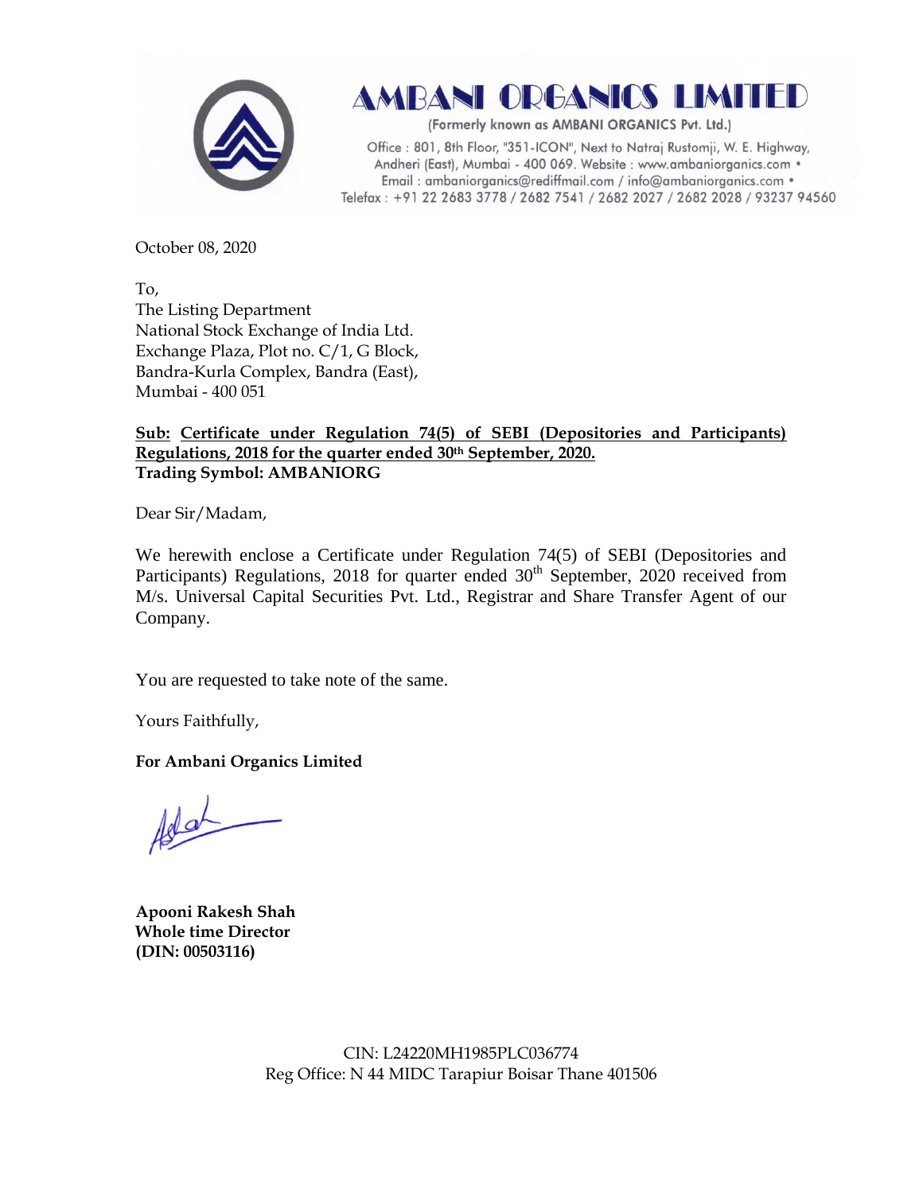# AMBANI ORGANICS LIMITED

(Formerly known as AMBANI ORGANICS Pvt. Ltd.)

Office : 801, 8th Floor, "351-ICON", Next to Natraj Rustomji, W. E. Highway, Andheri (East), Mumbai - 400 069. Website : www.ambaniorganics.com • Email : ambaniorganics@rediffmail.com / info@ambaniorganics.com • Telefax : +91 22 2683 3778 / 2682 7541 / 2682 2027 / 2682 2028 / 93237 94560

October 08, 2020

To,
The Listing Department
National Stock Exchange of India Ltd.
Exchange Plaza, Plot no. C/1, G Block,
Bandra-Kurla Complex, Bandra (East),
Mumbai - 400 051

**Sub: Certificate under Regulation 74(5) of SEBI (Depositories and Participants) Regulations, 2018 for the quarter ended 30th September, 2020.**
**Trading Symbol: AMBANIORG**

Dear Sir/Madam,

We herewith enclose a Certificate under Regulation 74(5) of SEBI (Depositories and Participants) Regulations, 2018 for quarter ended 30th September, 2020 received from M/s. Universal Capital Securities Pvt. Ltd., Registrar and Share Transfer Agent of our Company.

You are requested to take note of the same.

Yours Faithfully,

**For Ambani Organics Limited**

**Apooni Rakesh Shah**
**Whole time Director**
**(DIN: 00503116)**

CIN: L24220MH1985PLC036774
Reg Office: N 44 MIDC Tarapiur Boisar Thane 401506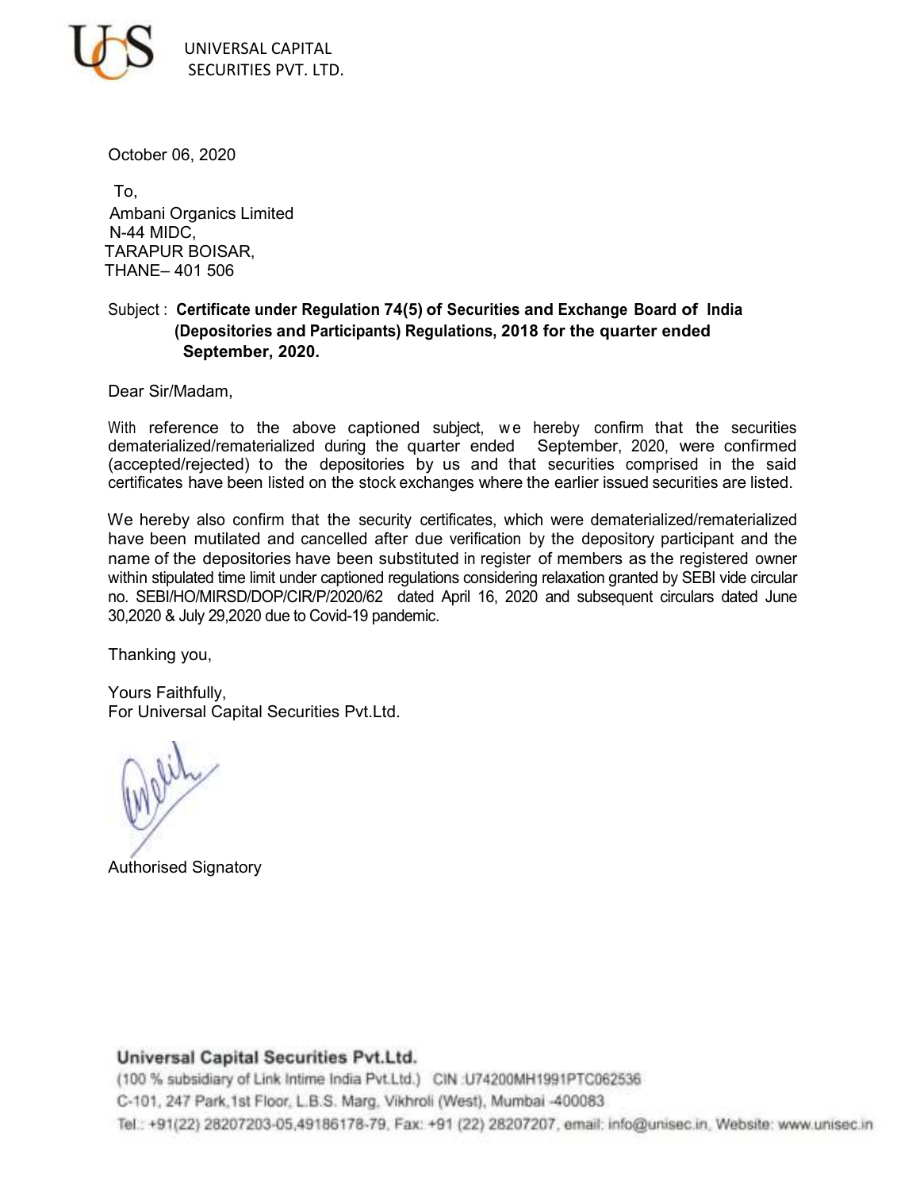UNIVERSAL CAPITAL
SECURITIES PVT. LTD.

October 06, 2020

To,
Ambani Organics Limited
N-44 MIDC,
TARAPUR BOISAR,
THANE– 401 506

Subject : **Certificate under Regulation 74(5) of Securities and Exchange Board of India (Depositories and Participants) Regulations, 2018 for the quarter ended September, 2020.**

Dear Sir/Madam,

With reference to the above captioned subject, we hereby confirm that the securities dematerialized/rematerialized during the quarter ended September, 2020, were confirmed (accepted/rejected) to the depositories by us and that securities comprised in the said certificates have been listed on the stock exchanges where the earlier issued securities are listed.

We hereby also confirm that the security certificates, which were dematerialized/rematerialized have been mutilated and cancelled after due verification by the depository participant and the name of the depositories have been substituted in register of members as the registered owner within stipulated time limit under captioned regulations considering relaxation granted by SEBI vide circular no. SEBI/HO/MIRSD/DOP/CIR/P/2020/62 dated April 16, 2020 and subsequent circulars dated June 30,2020 & July 29,2020 due to Covid-19 pandemic.

Thanking you,

Yours Faithfully,
For Universal Capital Securities Pvt.Ltd.

Authorised Signatory

**Universal Capital Securities Pvt.Ltd.**
(100 % subsidiary of Link Intime India Pvt.Ltd.) CIN :U74200MH1991PTC062536
C-101, 247 Park,1st Floor, L.B.S. Marg, Vikhroli (West), Mumbai -400083
Tel.: +91(22) 28207203-05,49186178-79, Fax: +91 (22) 28207207, email: info@unisec.in, Website: www.unisec.in